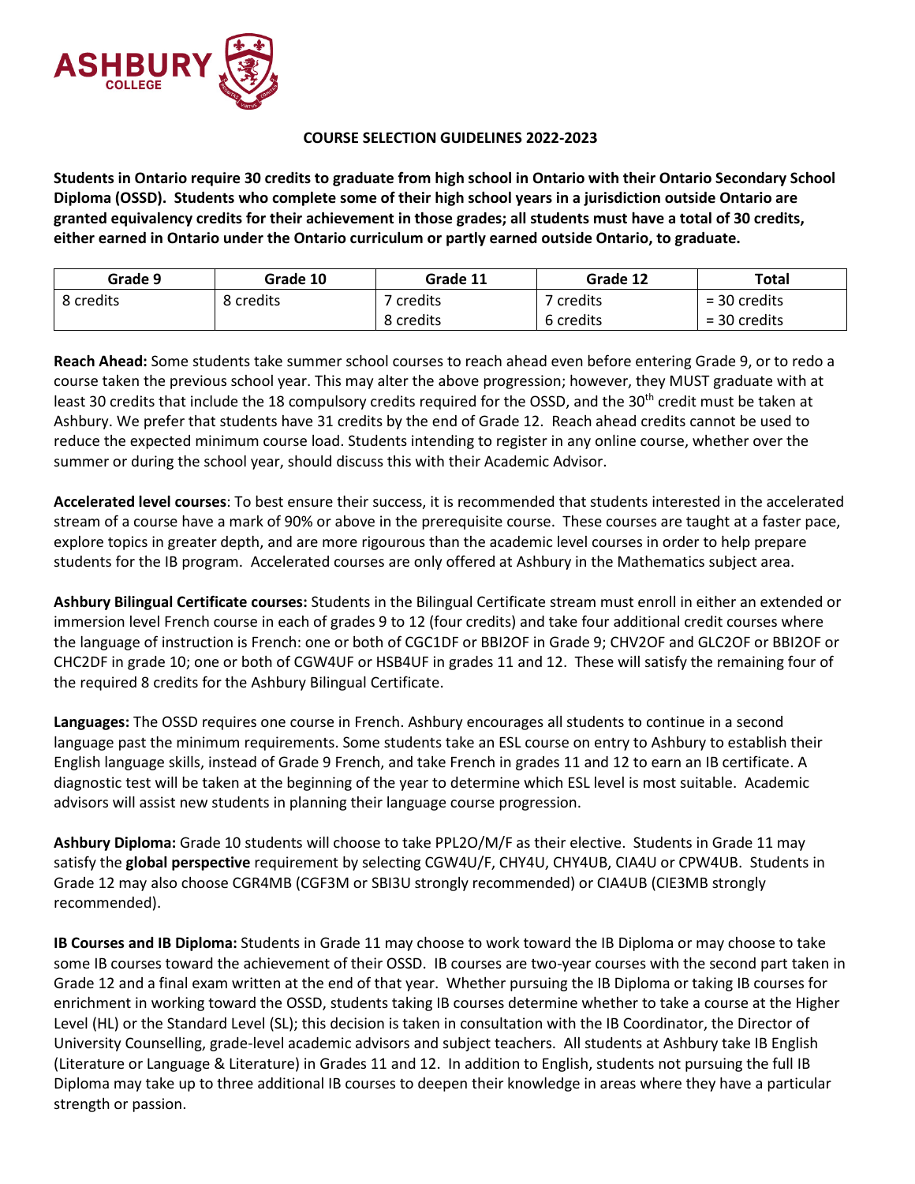# COURSE SELECTION GUIDELINES 2022-2023

**Students in Ontario require 30 credits to graduate from high school in Ontario with their Ontario Secondary School Diploma (OSSD). Students who complete some of their high school years in a jurisdiction outside Ontario are granted equivalency credits for their achievement in those grades; all students must have a total of 30 credits, either earned in Ontario under the Ontario curriculum or partly earned outside Ontario, to graduate.**

| Grade 9 | Grade 10 | Grade 11 | Grade 12 | Total |
|---|---|---|---|---|
| 8 credits | 8 credits | 7 credits<br>8 credits | 7 credits<br>6 credits | = 30 credits<br>= 30 credits |

**Reach Ahead:** Some students take summer school courses to reach ahead even before entering Grade 9, or to redo a course taken the previous school year. This may alter the above progression; however, they MUST graduate with at least 30 credits that include the 18 compulsory credits required for the OSSD, and the 30th credit must be taken at Ashbury. We prefer that students have 31 credits by the end of Grade 12. Reach ahead credits cannot be used to reduce the expected minimum course load. Students intending to register in any online course, whether over the summer or during the school year, should discuss this with their Academic Advisor.

**Accelerated level courses**: To best ensure their success, it is recommended that students interested in the accelerated stream of a course have a mark of 90% or above in the prerequisite course. These courses are taught at a faster pace, explore topics in greater depth, and are more rigourous than the academic level courses in order to help prepare students for the IB program. Accelerated courses are only offered at Ashbury in the Mathematics subject area.

**Ashbury Bilingual Certificate courses:** Students in the Bilingual Certificate stream must enroll in either an extended or immersion level French course in each of grades 9 to 12 (four credits) and take four additional credit courses where the language of instruction is French: one or both of CGC1DF or BBI2OF in Grade 9; CHV2OF and GLC2OF or BBI2OF or CHC2DF in grade 10; one or both of CGW4UF or HSB4UF in grades 11 and 12. These will satisfy the remaining four of the required 8 credits for the Ashbury Bilingual Certificate.

**Languages:** The OSSD requires one course in French. Ashbury encourages all students to continue in a second language past the minimum requirements. Some students take an ESL course on entry to Ashbury to establish their English language skills, instead of Grade 9 French, and take French in grades 11 and 12 to earn an IB certificate. A diagnostic test will be taken at the beginning of the year to determine which ESL level is most suitable. Academic advisors will assist new students in planning their language course progression.

**Ashbury Diploma:** Grade 10 students will choose to take PPL2O/M/F as their elective. Students in Grade 11 may satisfy the **global perspective** requirement by selecting CGW4U/F, CHY4U, CHY4UB, CIA4U or CPW4UB. Students in Grade 12 may also choose CGR4MB (CGF3M or SBI3U strongly recommended) or CIA4UB (CIE3MB strongly recommended).

**IB Courses and IB Diploma:** Students in Grade 11 may choose to work toward the IB Diploma or may choose to take some IB courses toward the achievement of their OSSD. IB courses are two-year courses with the second part taken in Grade 12 and a final exam written at the end of that year. Whether pursuing the IB Diploma or taking IB courses for enrichment in working toward the OSSD, students taking IB courses determine whether to take a course at the Higher Level (HL) or the Standard Level (SL); this decision is taken in consultation with the IB Coordinator, the Director of University Counselling, grade-level academic advisors and subject teachers. All students at Ashbury take IB English (Literature or Language & Literature) in Grades 11 and 12. In addition to English, students not pursuing the full IB Diploma may take up to three additional IB courses to deepen their knowledge in areas where they have a particular strength or passion.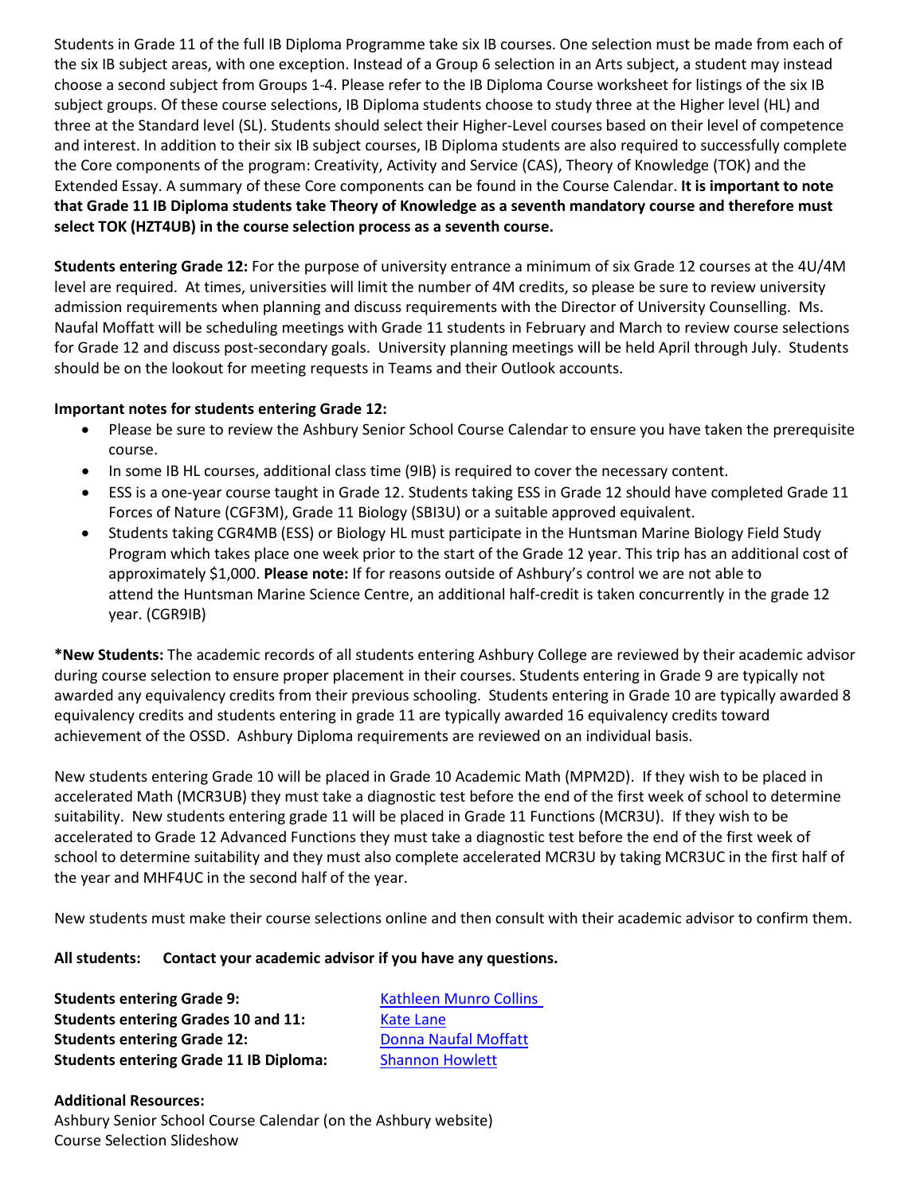Students in Grade 11 of the full IB Diploma Programme take six IB courses. One selection must be made from each of the six IB subject areas, with one exception. Instead of a Group 6 selection in an Arts subject, a student may instead choose a second subject from Groups 1-4. Please refer to the IB Diploma Course worksheet for listings of the six IB subject groups. Of these course selections, IB Diploma students choose to study three at the Higher level (HL) and three at the Standard level (SL). Students should select their Higher-Level courses based on their level of competence and interest. In addition to their six IB subject courses, IB Diploma students are also required to successfully complete the Core components of the program: Creativity, Activity and Service (CAS), Theory of Knowledge (TOK) and the Extended Essay. A summary of these Core components can be found in the Course Calendar. **It is important to note that Grade 11 IB Diploma students take Theory of Knowledge as a seventh mandatory course and therefore must select TOK (HZT4UB) in the course selection process as a seventh course.**

**Students entering Grade 12:** For the purpose of university entrance a minimum of six Grade 12 courses at the 4U/4M level are required. At times, universities will limit the number of 4M credits, so please be sure to review university admission requirements when planning and discuss requirements with the Director of University Counselling. Ms. Naufal Moffatt will be scheduling meetings with Grade 11 students in February and March to review course selections for Grade 12 and discuss post-secondary goals. University planning meetings will be held April through July. Students should be on the lookout for meeting requests in Teams and their Outlook accounts.

**Important notes for students entering Grade 12:**

- Please be sure to review the Ashbury Senior School Course Calendar to ensure you have taken the prerequisite course.
- In some IB HL courses, additional class time (9IB) is required to cover the necessary content.
- ESS is a one-year course taught in Grade 12. Students taking ESS in Grade 12 should have completed Grade 11 Forces of Nature (CGF3M), Grade 11 Biology (SBI3U) or a suitable approved equivalent.
- Students taking CGR4MB (ESS) or Biology HL must participate in the Huntsman Marine Biology Field Study Program which takes place one week prior to the start of the Grade 12 year. This trip has an additional cost of approximately $1,000. **Please note:** If for reasons outside of Ashbury's control we are not able to attend the Huntsman Marine Science Centre, an additional half-credit is taken concurrently in the grade 12 year. (CGR9IB)

***New Students:** The academic records of all students entering Ashbury College are reviewed by their academic advisor during course selection to ensure proper placement in their courses. Students entering in Grade 9 are typically not awarded any equivalency credits from their previous schooling. Students entering in Grade 10 are typically awarded 8 equivalency credits and students entering in grade 11 are typically awarded 16 equivalency credits toward achievement of the OSSD. Ashbury Diploma requirements are reviewed on an individual basis.

New students entering Grade 10 will be placed in Grade 10 Academic Math (MPM2D). If they wish to be placed in accelerated Math (MCR3UB) they must take a diagnostic test before the end of the first week of school to determine suitability. New students entering grade 11 will be placed in Grade 11 Functions (MCR3U). If they wish to be accelerated to Grade 12 Advanced Functions they must take a diagnostic test before the end of the first week of school to determine suitability and they must also complete accelerated MCR3U by taking MCR3UC in the first half of the year and MHF4UC in the second half of the year.

New students must make their course selections online and then consult with their academic advisor to confirm them.

**All students: Contact your academic advisor if you have any questions.**

| | |
|---|---|
| **Students entering Grade 9:** | Kathleen Munro Collins |
| **Students entering Grades 10 and 11:** | Kate Lane |
| **Students entering Grade 12:** | Donna Naufal Moffatt |
| **Students entering Grade 11 IB Diploma:** | Shannon Howlett |

**Additional Resources:**
Ashbury Senior School Course Calendar (on the Ashbury website)
Course Selection Slideshow